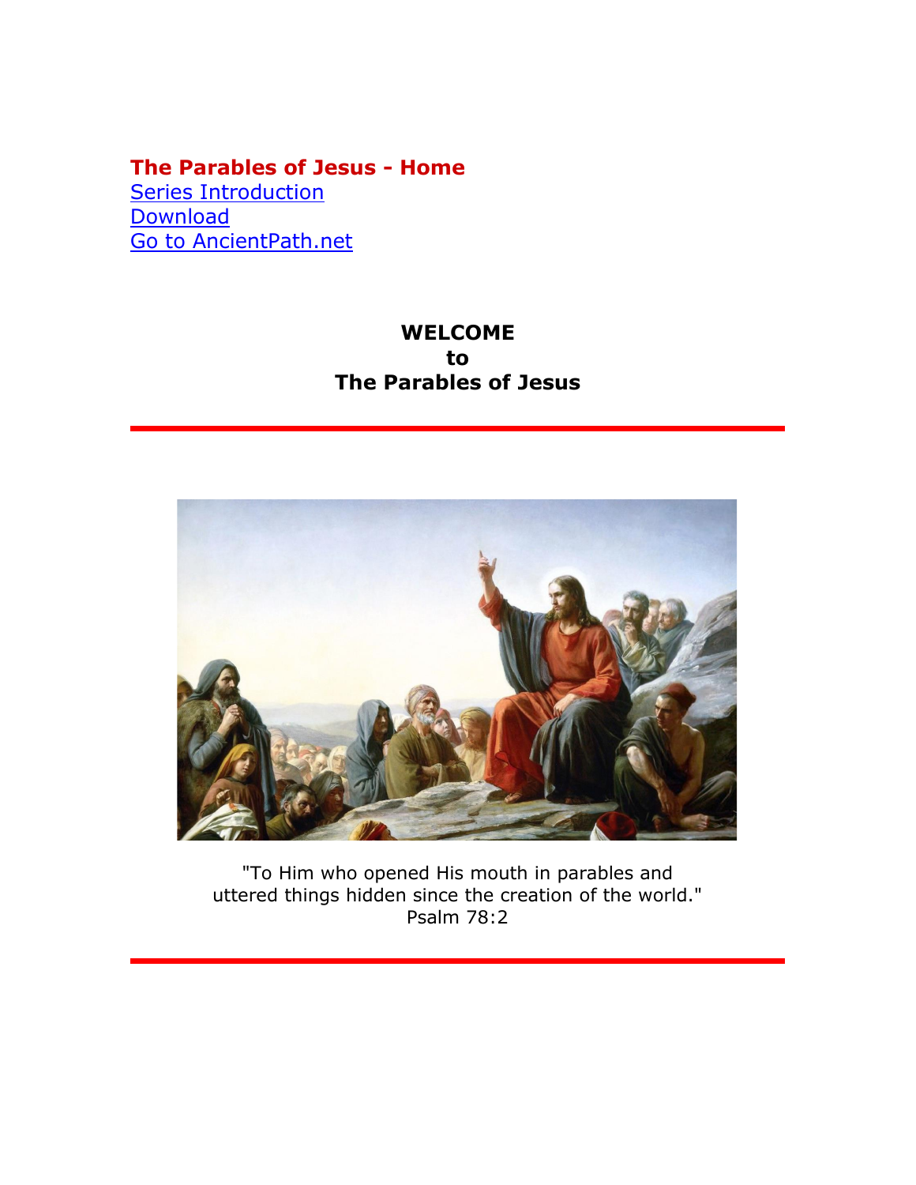**The Parables of Jesus - Home**
Series Introduction
Download
Go to AncientPath.net

# WELCOME
# to
# The Parables of Jesus

---

"To Him who opened His mouth in parables and
uttered things hidden since the creation of the world."
Psalm 78:2

---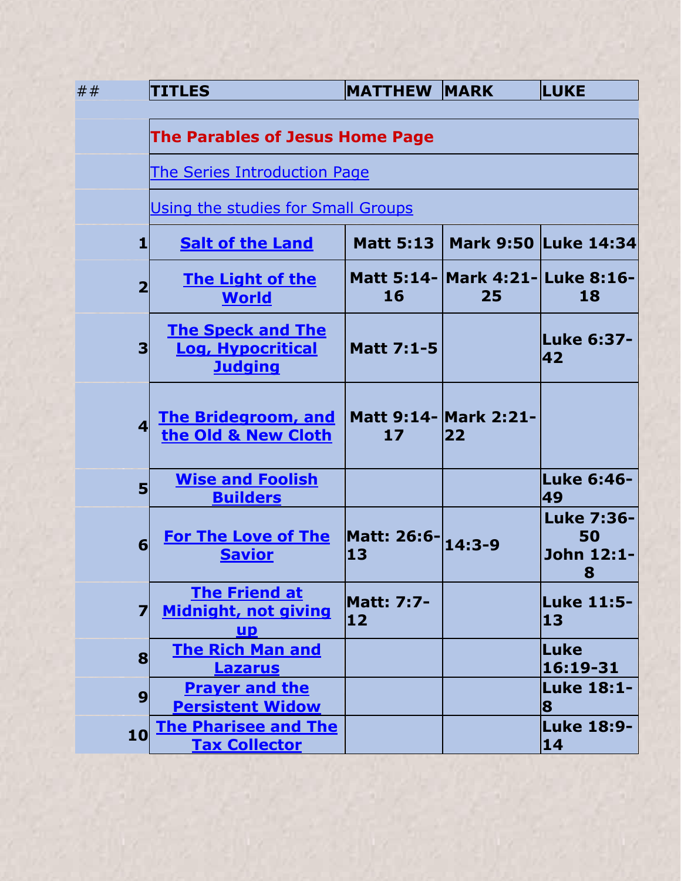| ## | TITLES | MATTHEW | MARK | LUKE |
|---|---|---|---|---|
| | | | | |
| | **The Parables of Jesus Home Page** | | | |
| | The Series Introduction Page | | | |
| | Using the studies for Small Groups | | | |
| 1 | **Salt of the Land** | **Matt 5:13** | **Mark 9:50** | **Luke 14:34** |
| 2 | **The Light of the World** | **Matt 5:14-16** | **Mark 4:21-25** | **Luke 8:16-18** |
| 3 | **The Speck and The Log, Hypocritical Judging** | **Matt 7:1-5** | | **Luke 6:37-42** |
| 4 | **The Bridegroom, and the Old & New Cloth** | **Matt 9:14-17** | **Mark 2:21-22** | |
| 5 | **Wise and Foolish Builders** | | | **Luke 6:46-49** |
| 6 | **For The Love of The Savior** | **Matt: 26:6-13** | **14:3-9** | **Luke 7:36-50 John 12:1-8** |
| 7 | **The Friend at Midnight, not giving up** | **Matt: 7:7-12** | | **Luke 11:5-13** |
| 8 | **The Rich Man and Lazarus** | | | **Luke 16:19-31** |
| 9 | **Prayer and the Persistent Widow** | | | **Luke 18:1-8** |
| 10 | **The Pharisee and The Tax Collector** | | | **Luke 18:9-14** |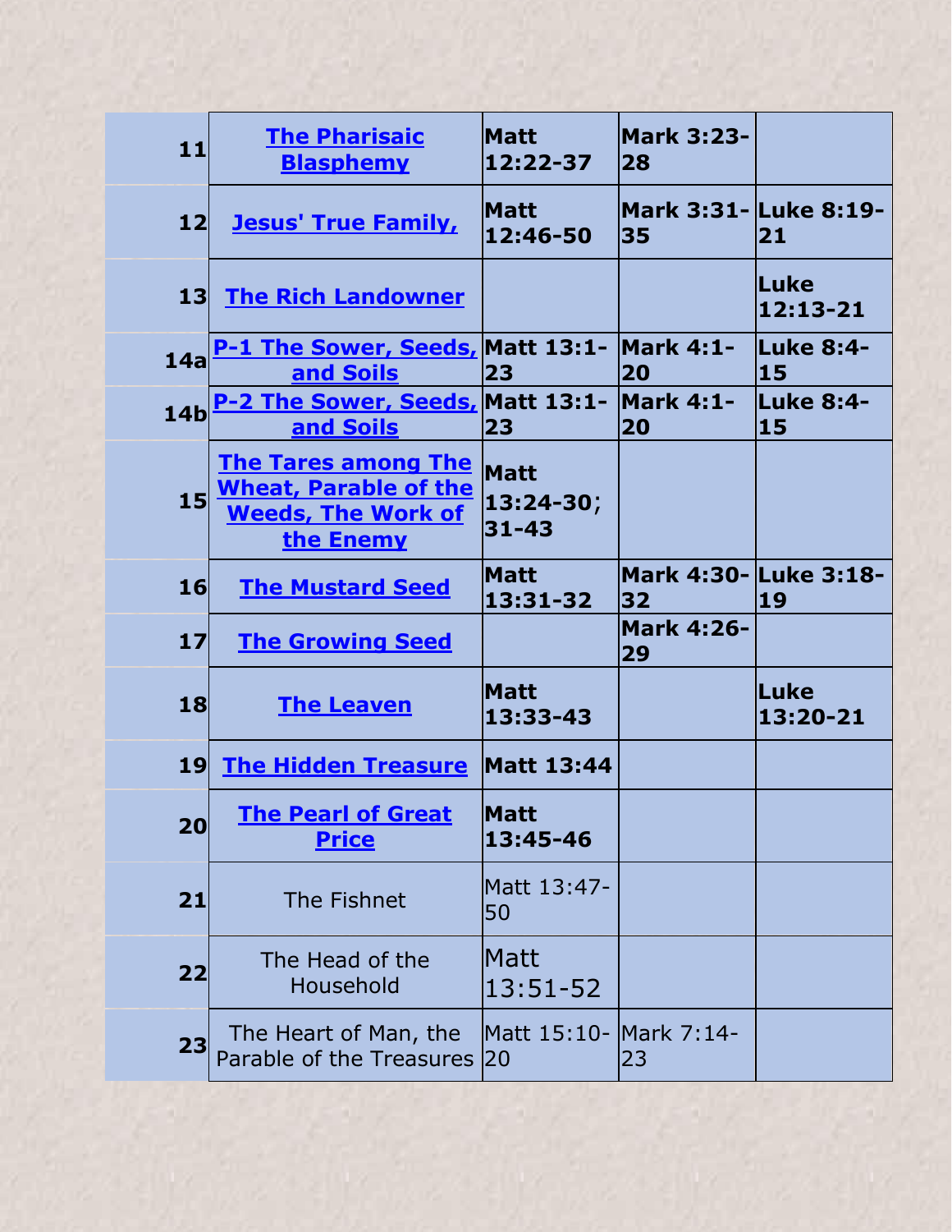| | | | | |
|---|---|---|---|---|
| 11 | **The Pharisaic Blasphemy** | **Matt 12:22-37** | **Mark 3:23-28** | |
| 12 | **Jesus' True Family,** | **Matt 12:46-50** | **Mark 3:31-35** | **Luke 8:19-21** |
| 13 | **The Rich Landowner** | | | **Luke 12:13-21** |
| 14a | **P-1 The Sower, Seeds, and Soils** | **Matt 13:1-23** | **Mark 4:1-20** | **Luke 8:4-15** |
| 14b | **P-2 The Sower, Seeds, and Soils** | **Matt 13:1-23** | **Mark 4:1-20** | **Luke 8:4-15** |
| 15 | **The Tares among The Wheat, Parable of the Weeds, The Work of the Enemy** | **Matt 13:24-30; 31-43** | | |
| 16 | **The Mustard Seed** | **Matt 13:31-32** | **Mark 4:30-32** | **Luke 3:18-19** |
| 17 | **The Growing Seed** | | **Mark 4:26-29** | |
| 18 | **The Leaven** | **Matt 13:33-43** | | **Luke 13:20-21** |
| 19 | **The Hidden Treasure** | **Matt 13:44** | | |
| 20 | **The Pearl of Great Price** | **Matt 13:45-46** | | |
| 21 | The Fishnet | Matt 13:47-50 | | |
| 22 | The Head of the Household | Matt 13:51-52 | | |
| 23 | The Heart of Man, the Parable of the Treasures | Matt 15:10-20 | Mark 7:14-23 | |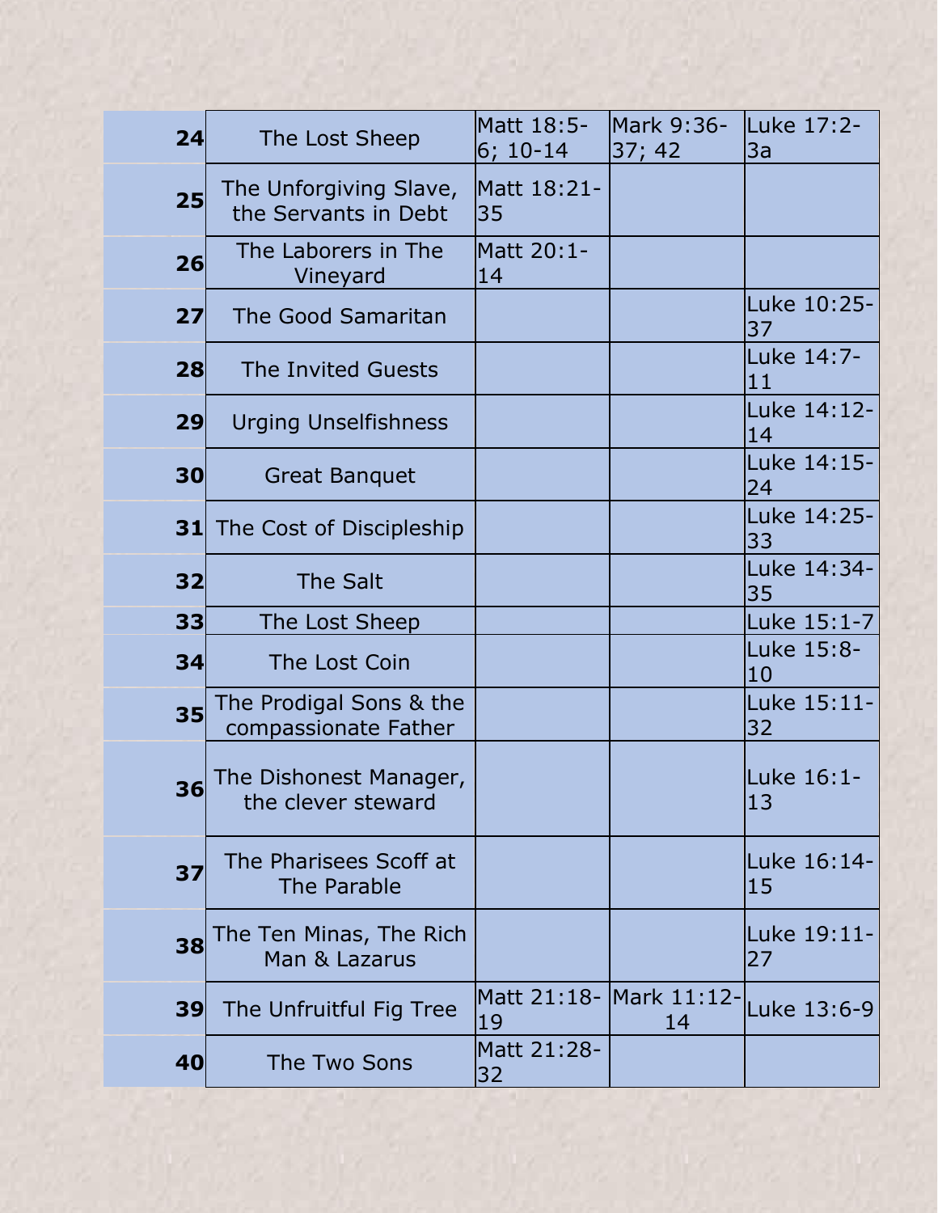| 24 | The Lost Sheep | Matt 18:5-6; 10-14 | Mark 9:36-37; 42 | Luke 17:2-3a |
|---|---|---|---|---|
| 25 | The Unforgiving Slave, the Servants in Debt | Matt 18:21-35 | | |
| 26 | The Laborers in The Vineyard | Matt 20:1-14 | | |
| 27 | The Good Samaritan | | | Luke 10:25-37 |
| 28 | The Invited Guests | | | Luke 14:7-11 |
| 29 | Urging Unselfishness | | | Luke 14:12-14 |
| 30 | Great Banquet | | | Luke 14:15-24 |
| 31 | The Cost of Discipleship | | | Luke 14:25-33 |
| 32 | The Salt | | | Luke 14:34-35 |
| 33 | The Lost Sheep | | | Luke 15:1-7 |
| 34 | The Lost Coin | | | Luke 15:8-10 |
| 35 | The Prodigal Sons & the compassionate Father | | | Luke 15:11-32 |
| 36 | The Dishonest Manager, the clever steward | | | Luke 16:1-13 |
| 37 | The Pharisees Scoff at The Parable | | | Luke 16:14-15 |
| 38 | The Ten Minas, The Rich Man & Lazarus | | | Luke 19:11-27 |
| 39 | The Unfruitful Fig Tree | Matt 21:18-19 | Mark 11:12-14 | Luke 13:6-9 |
| 40 | The Two Sons | Matt 21:28-32 | | |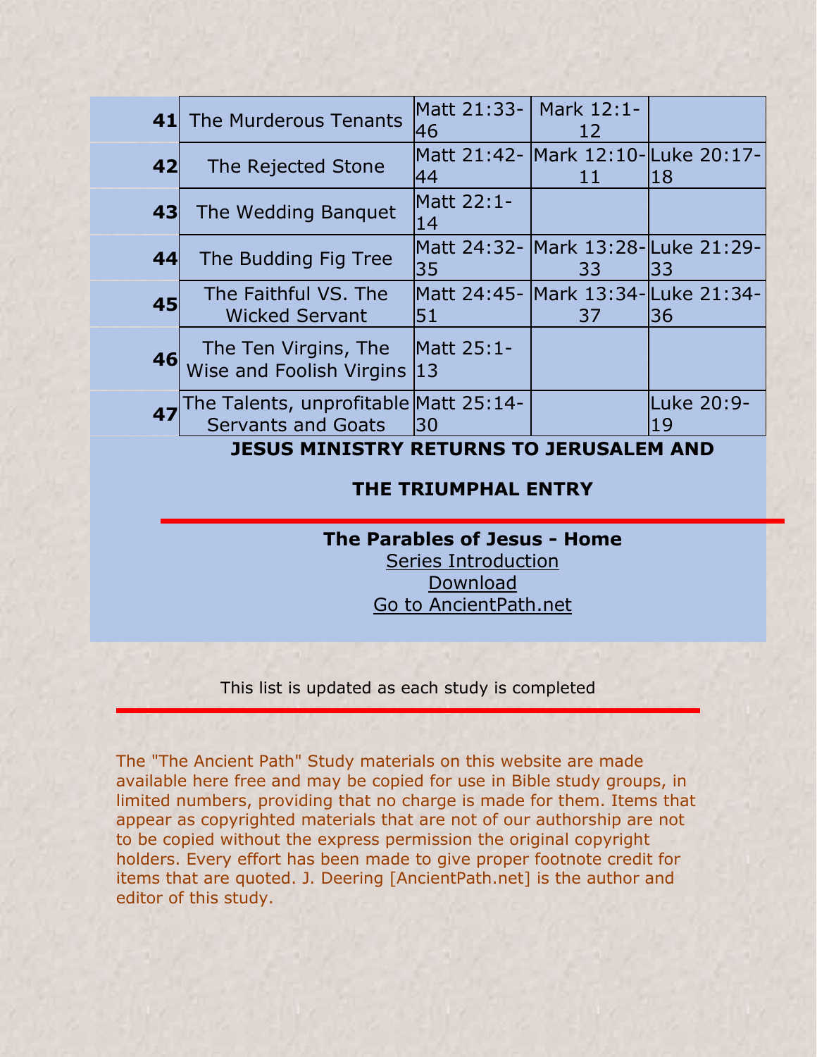| | | | | |
|---|---|---|---|---|
| **41** | The Murderous Tenants | Matt 21:33-46 | Mark 12:1-12 | |
| **42** | The Rejected Stone | Matt 21:42-44 | Mark 12:10-11 | Luke 20:17-18 |
| **43** | The Wedding Banquet | Matt 22:1-14 | | |
| **44** | The Budding Fig Tree | Matt 24:32-35 | Mark 13:28-33 | Luke 21:29-33 |
| **45** | The Faithful VS. The Wicked Servant | Matt 24:45-51 | Mark 13:34-37 | Luke 21:34-36 |
| **46** | The Ten Virgins, The Wise and Foolish Virgins | Matt 25:1-13 | | |
| **47** | The Talents, unprofitable Servants and Goats | Matt 25:14-30 | | Luke 20:9-19 |

**JESUS MINISTRY RETURNS TO JERUSALEM AND**

**THE TRIUMPHAL ENTRY**

---

**The Parables of Jesus - Home**

Series Introduction

Download

Go to AncientPath.net

This list is updated as each study is completed

---

The "The Ancient Path" Study materials on this website are made available here free and may be copied for use in Bible study groups, in limited numbers, providing that no charge is made for them. Items that appear as copyrighted materials that are not of our authorship are not to be copied without the express permission the original copyright holders. Every effort has been made to give proper footnote credit for items that are quoted. J. Deering [AncientPath.net] is the author and editor of this study.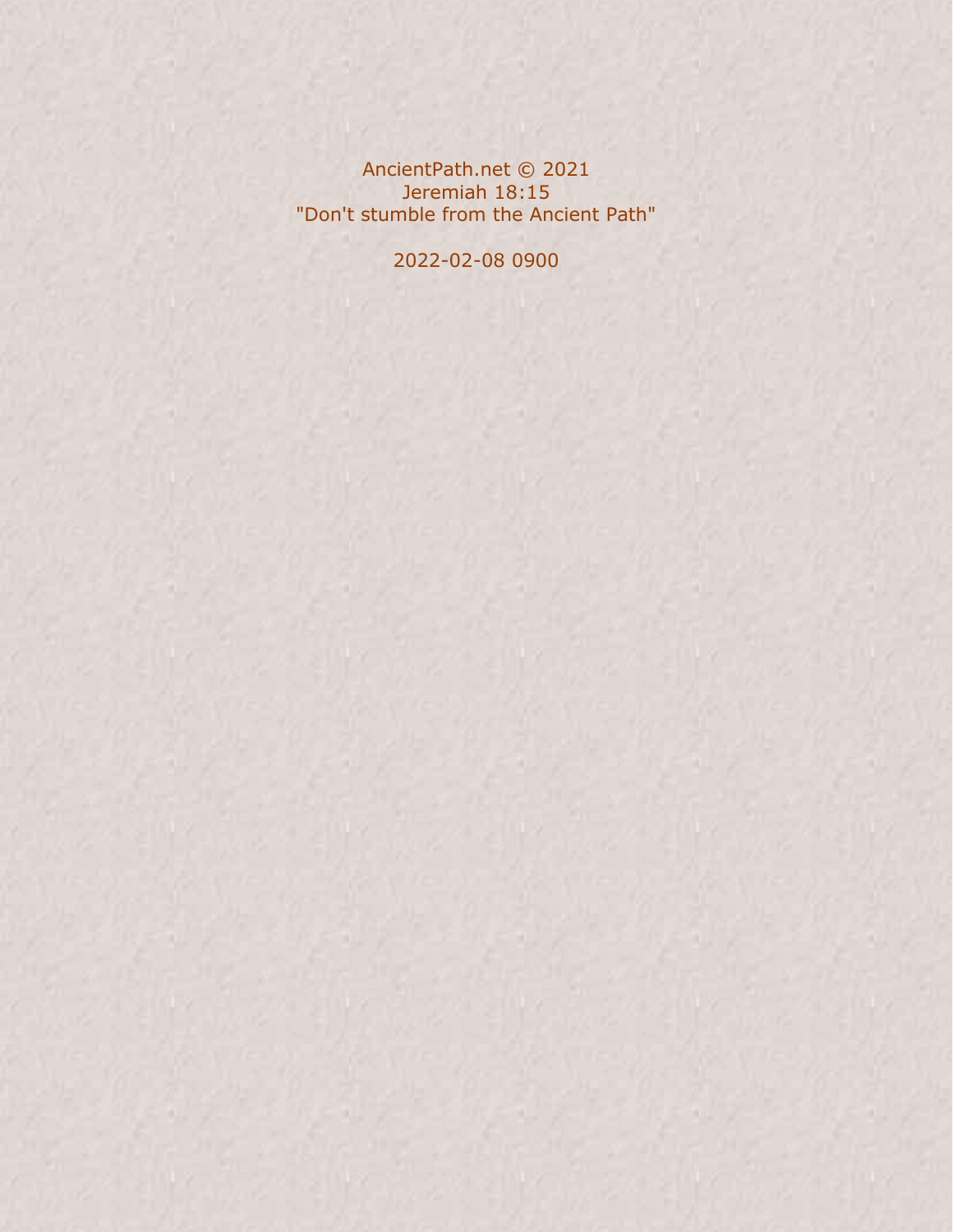AncientPath.net © 2021
Jeremiah 18:15
"Don't stumble from the Ancient Path"

2022-02-08 0900